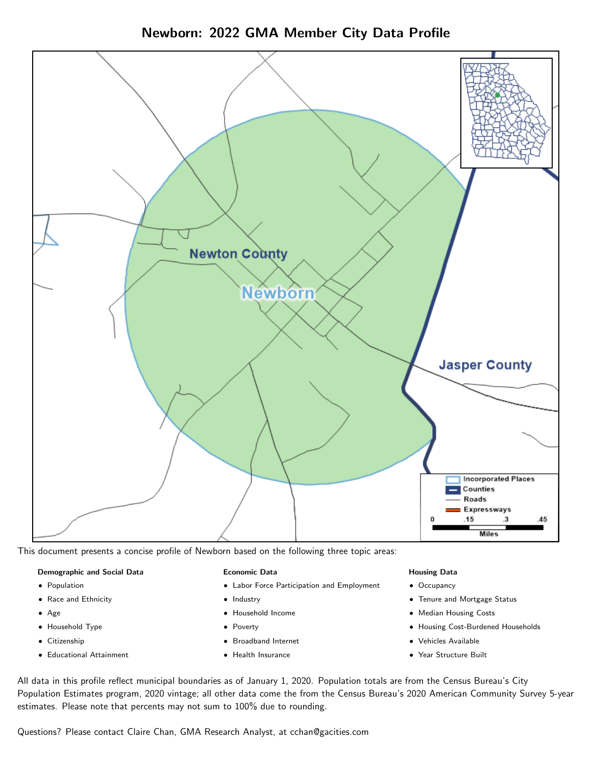# Newborn: 2022 GMA Member City Data Profile

This document presents a concise profile of Newborn based on the following three topic areas:

**Demographic and Social Data**

- Population
- Race and Ethnicity
- Age
- Household Type
- Citizenship
- Educational Attainment

**Economic Data**

- Labor Force Participation and Employment
- Industry
- Household Income
- Poverty
- Broadband Internet
- Health Insurance

**Housing Data**

- Occupancy
- Tenure and Mortgage Status
- Median Housing Costs
- Housing Cost-Burdened Households
- Vehicles Available
- Year Structure Built

All data in this profile reflect municipal boundaries as of January 1, 2020. Population totals are from the Census Bureau's City Population Estimates program, 2020 vintage; all other data come the from the Census Bureau's 2020 American Community Survey 5-year estimates. Please note that percents may not sum to 100% due to rounding.

Questions? Please contact Claire Chan, GMA Research Analyst, at cchan@gacities.com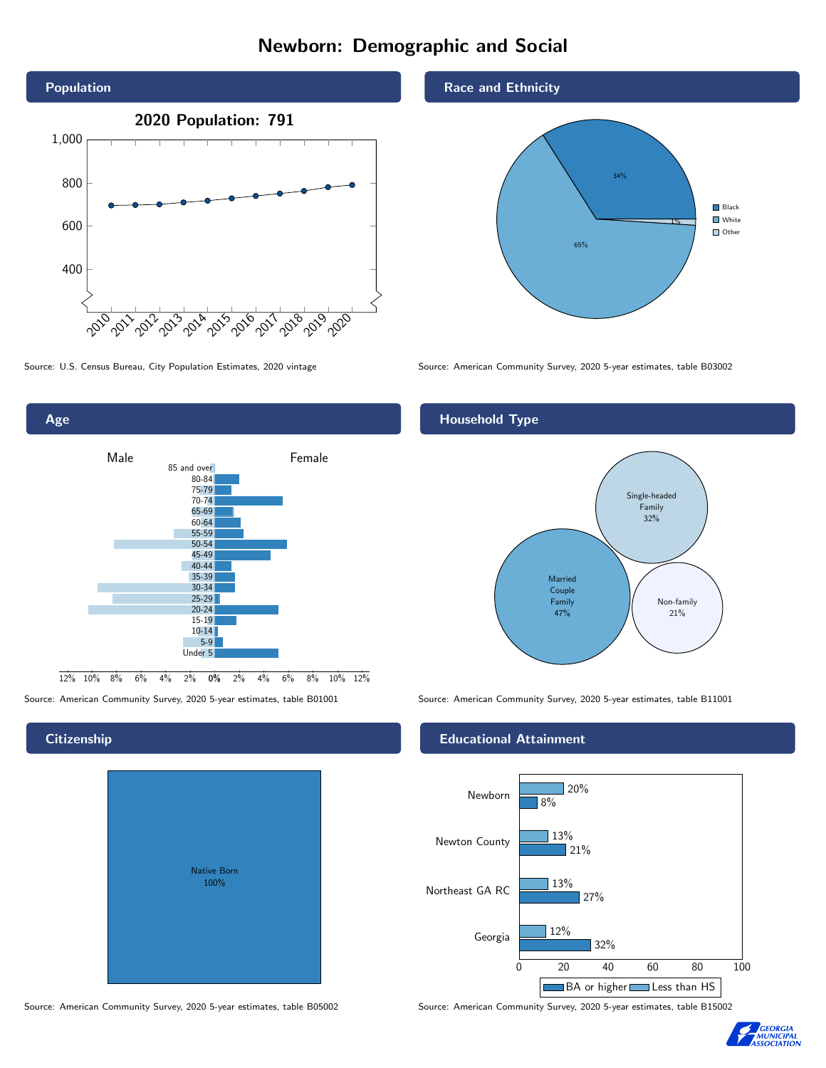# Newborn: Demographic and Social

## Population

**2020 Population: 791**

Source: U.S. Census Bureau, City Population Estimates, 2020 vintage

## Race and Ethnicity

| Race | Percent |
|---|---|
| Black | 34% |
| White | 65% |
| Other | 1% |

Source: American Community Survey, 2020 5-year estimates, table B03002

## Age

Source: American Community Survey, 2020 5-year estimates, table B01001

## Household Type

| Household Type | Percent |
|---|---|
| Married Couple Family | 47% |
| Single-headed Family | 32% |
| Non-family | 21% |

Source: American Community Survey, 2020 5-year estimates, table B11001

## Citizenship

Native Born 100%

Source: American Community Survey, 2020 5-year estimates, table B05002

## Educational Attainment

| Area | Less than HS | BA or higher |
|---|---|---|
| Newborn | 20% | 8% |
| Newton County | 13% | 21% |
| Northeast GA RC | 13% | 27% |
| Georgia | 12% | 32% |

Source: American Community Survey, 2020 5-year estimates, table B15002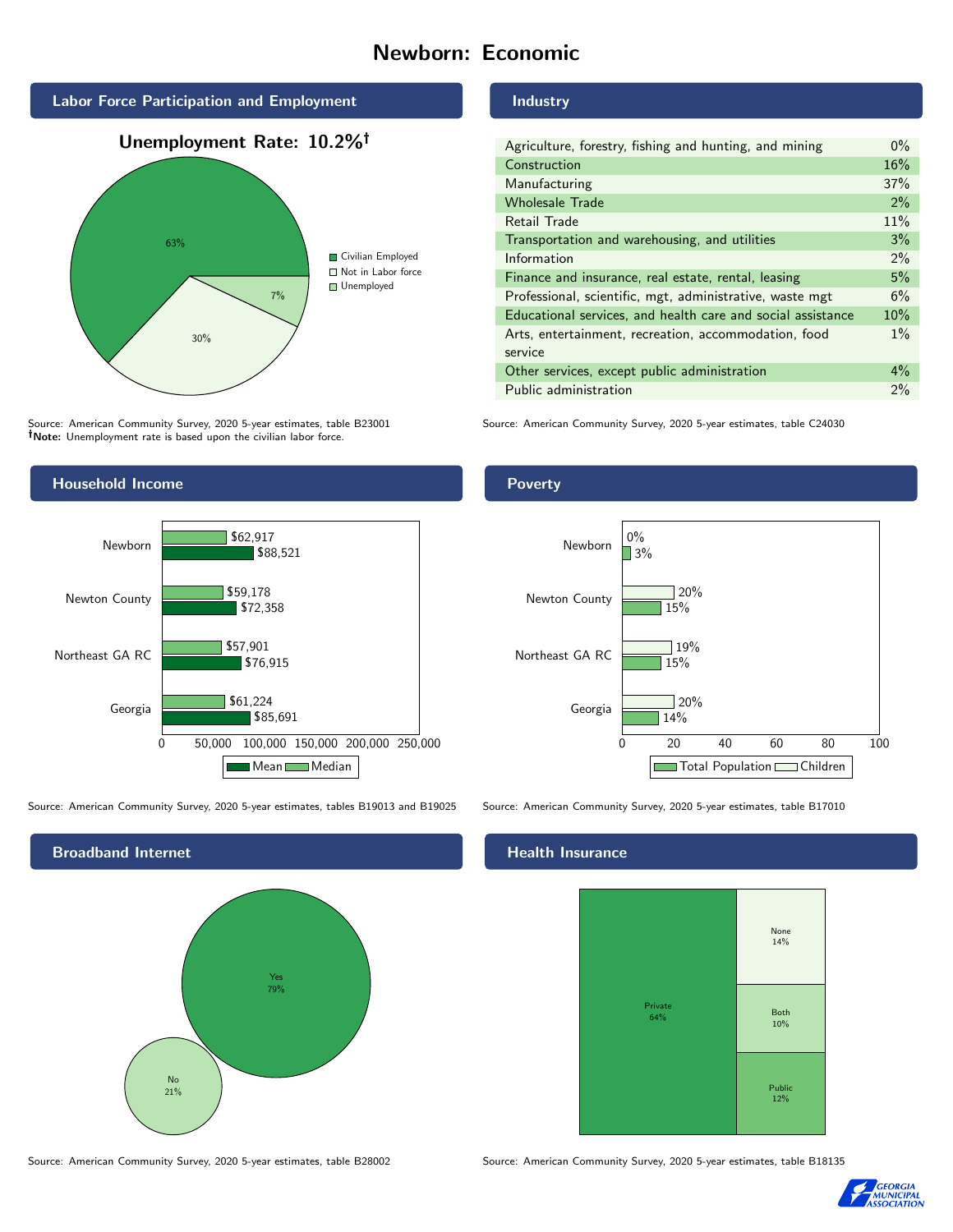# Newborn: Economic

## Labor Force Participation and Employment

**Unemployment Rate: 10.2%†**

| Category | Percent |
|---|---|
| Civilian Employed | 63% |
| Not in Labor force | 30% |
| Unemployed | 7% |

Source: American Community Survey, 2020 5-year estimates, table B23001
**†Note:** Unemployment rate is based upon the civilian labor force.

## Industry

| Industry | Percent |
|---|---|
| Agriculture, forestry, fishing and hunting, and mining | 0% |
| Construction | 16% |
| Manufacturing | 37% |
| Wholesale Trade | 2% |
| Retail Trade | 11% |
| Transportation and warehousing, and utilities | 3% |
| Information | 2% |
| Finance and insurance, real estate, rental, leasing | 5% |
| Professional, scientific, mgt, administrative, waste mgt | 6% |
| Educational services, and health care and social assistance | 10% |
| Arts, entertainment, recreation, accommodation, food service | 1% |
| Other services, except public administration | 4% |
| Public administration | 2% |

Source: American Community Survey, 2020 5-year estimates, table C24030

## Household Income

| Area | Median | Mean |
|---|---|---|
| Newborn | $62,917 | $88,521 |
| Newton County | $59,178 | $72,358 |
| Northeast GA RC | $57,901 | $76,915 |
| Georgia | $61,224 | $85,691 |

Source: American Community Survey, 2020 5-year estimates, tables B19013 and B19025

## Poverty

| Area | Children | Total Population |
|---|---|---|
| Newborn | 0% | 3% |
| Newton County | 20% | 15% |
| Northeast GA RC | 19% | 15% |
| Georgia | 20% | 14% |

Source: American Community Survey, 2020 5-year estimates, table B17010

## Broadband Internet

| Response | Percent |
|---|---|
| Yes | 79% |
| No | 21% |

Source: American Community Survey, 2020 5-year estimates, table B28002

## Health Insurance

| Type | Percent |
|---|---|
| Private | 64% |
| None | 14% |
| Both | 10% |
| Public | 12% |

Source: American Community Survey, 2020 5-year estimates, table B18135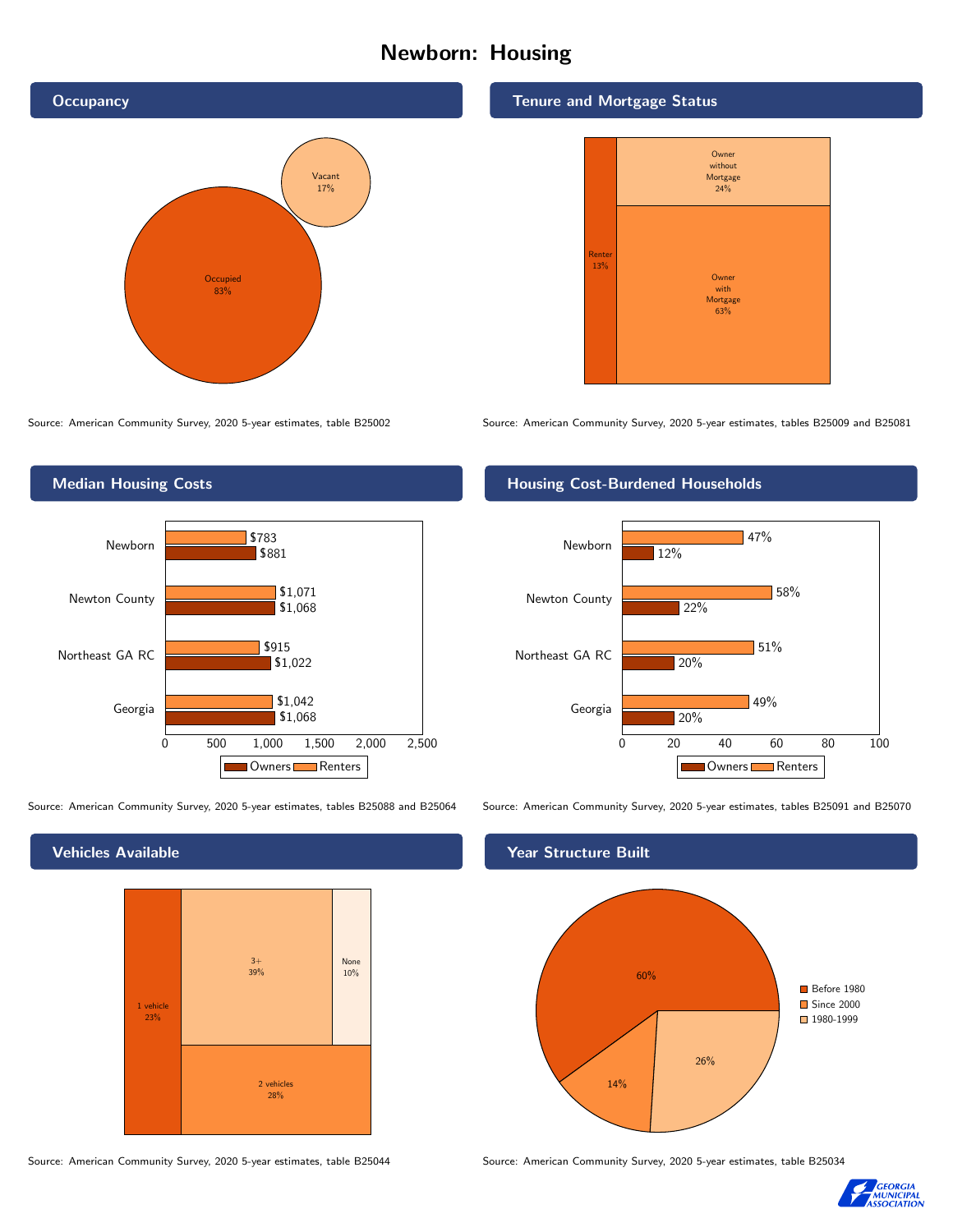# Newborn: Housing

## Occupancy

Vacant
17%

Occupied
83%

Source: American Community Survey, 2020 5-year estimates, table B25002

## Tenure and Mortgage Status

Owner
without
Mortgage
24%

Renter
13%

Owner
with
Mortgage
63%

Source: American Community Survey, 2020 5-year estimates, tables B25009 and B25081

## Median Housing Costs

Newborn
$783
$881

Newton County
$1,071
$1,068

Northeast GA RC
$915
$1,022

Georgia
$1,042
$1,068

0 500 1,000 1,500 2,000 2,500

Owners Renters

Source: American Community Survey, 2020 5-year estimates, tables B25088 and B25064

## Housing Cost-Burdened Households

Newborn
47%
12%

Newton County
58%
22%

Northeast GA RC
51%
20%

Georgia
49%
20%

0 20 40 60 80 100

Owners Renters

Source: American Community Survey, 2020 5-year estimates, tables B25091 and B25070

## Vehicles Available

1 vehicle
23%

3+
39%

None
10%

2 vehicles
28%

Source: American Community Survey, 2020 5-year estimates, table B25044

## Year Structure Built

60%

14%

26%

Before 1980
Since 2000
1980-1999

Source: American Community Survey, 2020 5-year estimates, table B25034